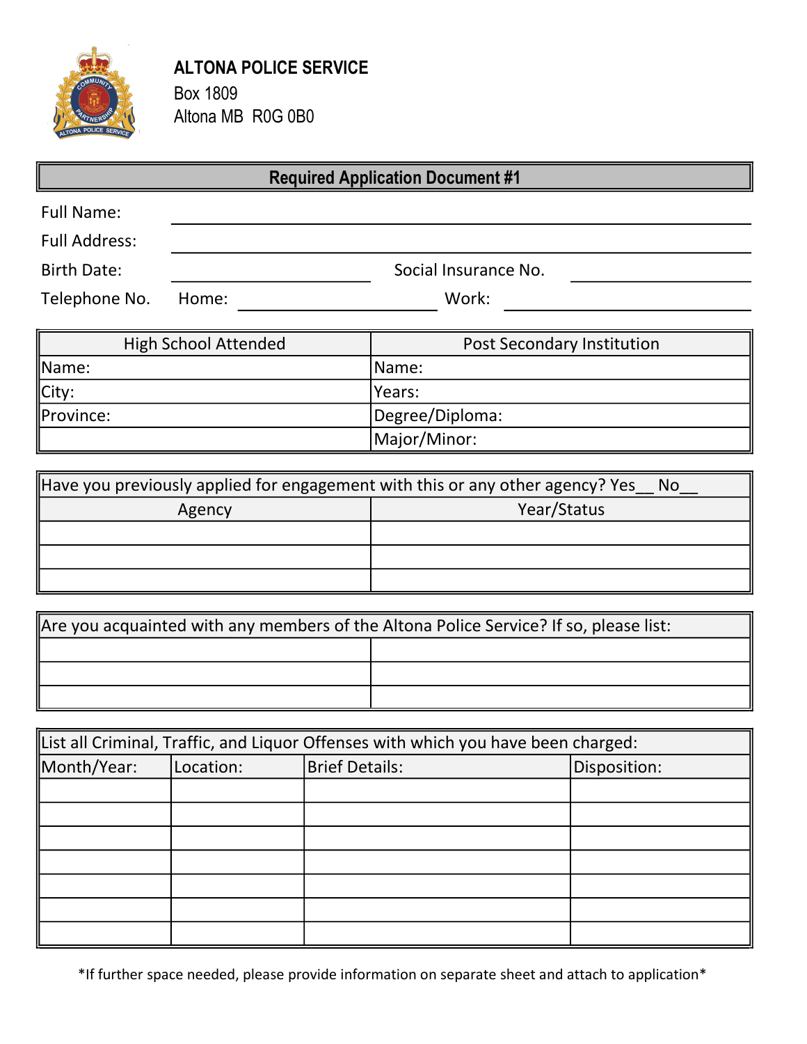**ALTONA POLICE SERVICE**
Box 1809
Altona MB  R0G 0B0

## Required Application Document #1

Full Name: ____________________________________________

Full Address: ____________________________________________

Birth Date: ____________________ Social Insurance No. ____________________

Telephone No. Home: ____________________ Work: ____________________

| High School Attended | Post Secondary Institution |
|---|---|
| Name: | Name: |
| City: | Years: |
| Province: | Degree/Diploma: |
| | Major/Minor: |

| Have you previously applied for engagement with this or any other agency? Yes__ No__ | |
|---|---|
| Agency | Year/Status |
| | |
| | |
| | |

| Are you acquainted with any members of the Altona Police Service? If so, please list: | |
|---|---|
| | |
| | |
| | |

| List all Criminal, Traffic, and Liquor Offenses with which you have been charged: | | | |
|---|---|---|---|
| Month/Year: | Location: | Brief Details: | Disposition: |
| | | | |
| | | | |
| | | | |
| | | | |
| | | | |
| | | | |
| | | | |

*If further space needed, please provide information on separate sheet and attach to application*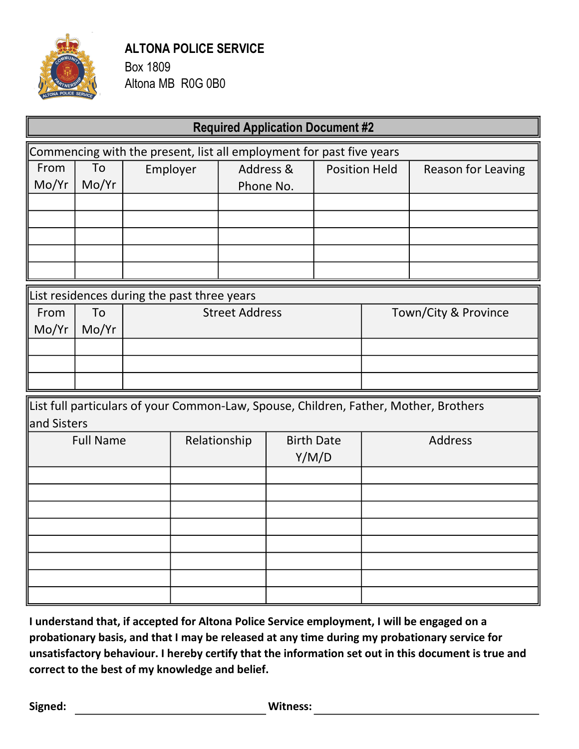**ALTONA POLICE SERVICE**
Box 1809
Altona MB  R0G 0B0

## Required Application Document #2

Commencing with the present, list all employment for past five years

| From Mo/Yr | To Mo/Yr | Employer | Address & Phone No. | Position Held | Reason for Leaving |
|---|---|---|---|---|---|
| | | | | | |
| | | | | | |
| | | | | | |
| | | | | | |
| | | | | | |

List residences during the past three years

| From Mo/Yr | To Mo/Yr | Street Address | Town/City & Province |
|---|---|---|---|
| | | | |
| | | | |
| | | | |

List full particulars of your Common-Law, Spouse, Children, Father, Mother, Brothers and Sisters

| Full Name | Relationship | Birth Date Y/M/D | Address |
|---|---|---|---|
| | | | |
| | | | |
| | | | |
| | | | |
| | | | |
| | | | |
| | | | |
| | | | |

**I understand that, if accepted for Altona Police Service employment, I will be engaged on a probationary basis, and that I may be released at any time during my probationary service for unsatisfactory behaviour. I hereby certify that the information set out in this document is true and correct to the best of my knowledge and belief.**

**Signed:** ______________________________ **Witness:** ______________________________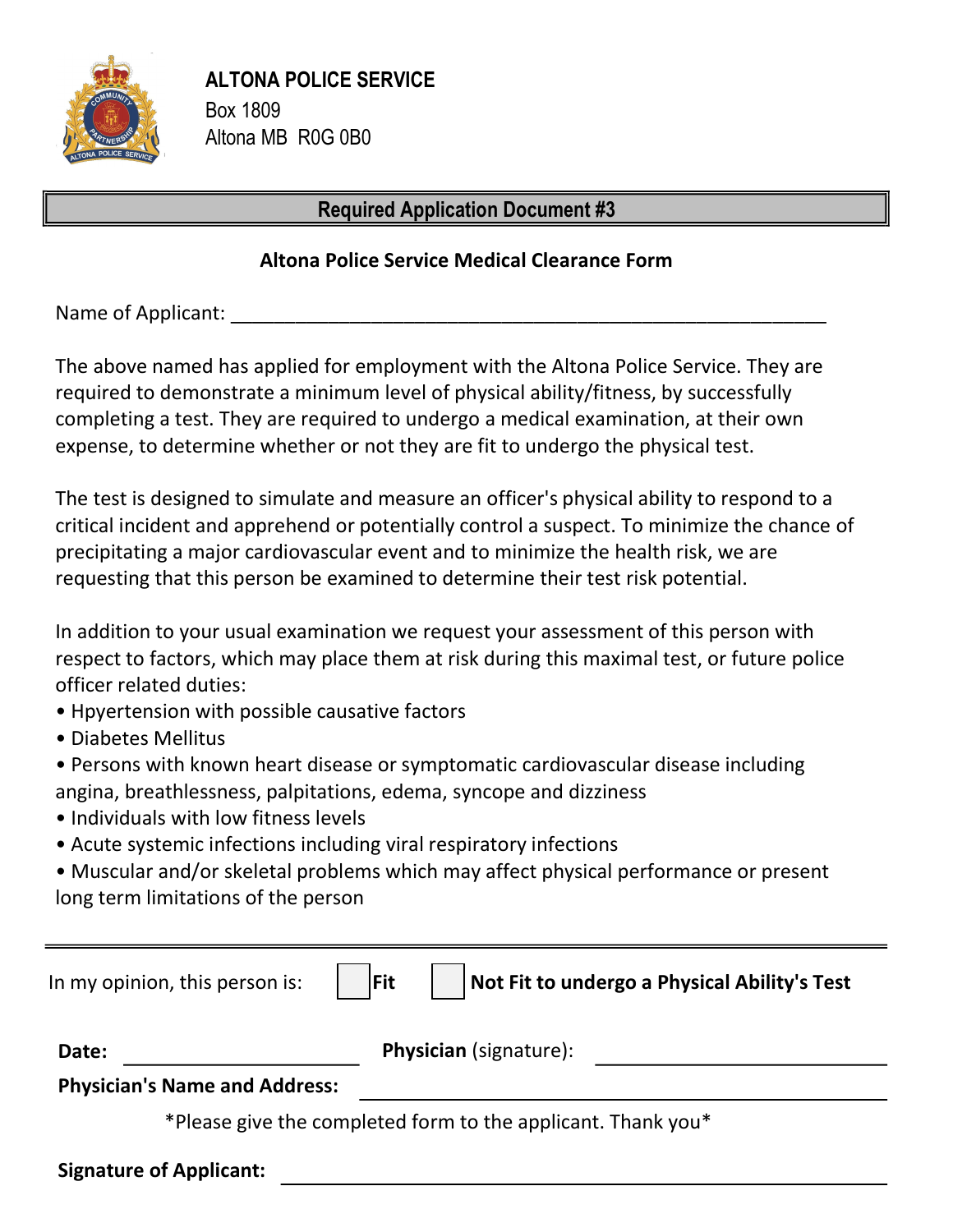**ALTONA POLICE SERVICE**
Box 1809
Altona MB R0G 0B0

## Required Application Document #3

### Altona Police Service Medical Clearance Form

Name of Applicant: ______________________________________________________

The above named has applied for employment with the Altona Police Service. They are required to demonstrate a minimum level of physical ability/fitness, by successfully completing a test. They are required to undergo a medical examination, at their own expense, to determine whether or not they are fit to undergo the physical test.

The test is designed to simulate and measure an officer's physical ability to respond to a critical incident and apprehend or potentially control a suspect. To minimize the chance of precipitating a major cardiovascular event and to minimize the health risk, we are requesting that this person be examined to determine their test risk potential.

In addition to your usual examination we request your assessment of this person with respect to factors, which may place them at risk during this maximal test, or future police officer related duties:

- Hpyertension with possible causative factors
- Diabetes Mellitus
- Persons with known heart disease or symptomatic cardiovascular disease including angina, breathlessness, palpitations, edema, syncope and dizziness
- Individuals with low fitness levels
- Acute systemic infections including viral respiratory infections
- Muscular and/or skeletal problems which may affect physical performance or present long term limitations of the person

---

In my opinion, this person is: ☐ **Fit** ☐ **Not Fit to undergo a Physical Ability's Test**

**Date:** ____________________ **Physician** (signature): ________________________

**Physician's Name and Address:** ______________________________________________

*Please give the completed form to the applicant. Thank you*

**Signature of Applicant:** ______________________________________________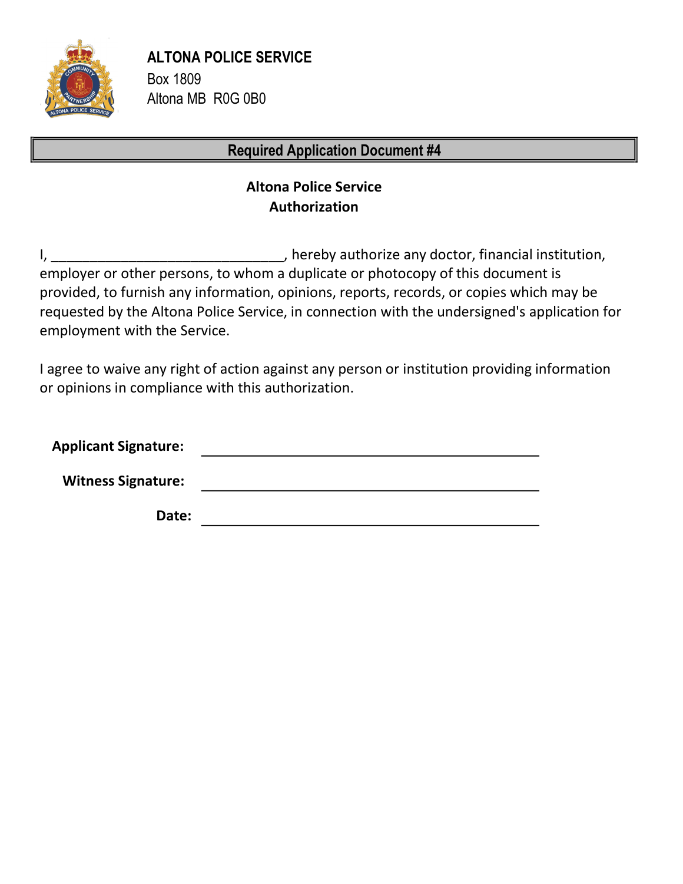**ALTONA POLICE SERVICE**
Box 1809
Altona MB  R0G 0B0

## Required Application Document #4

### Altona Police Service
### Authorization

I, _______________________________, hereby authorize any doctor, financial institution, employer or other persons, to whom a duplicate or photocopy of this document is provided, to furnish any information, opinions, reports, records, or copies which may be requested by the Altona Police Service, in connection with the undersigned's application for employment with the Service.

I agree to waive any right of action against any person or institution providing information or opinions in compliance with this authorization.

**Applicant Signature:** _____________________________________________

**Witness Signature:** _____________________________________________

**Date:** _____________________________________________